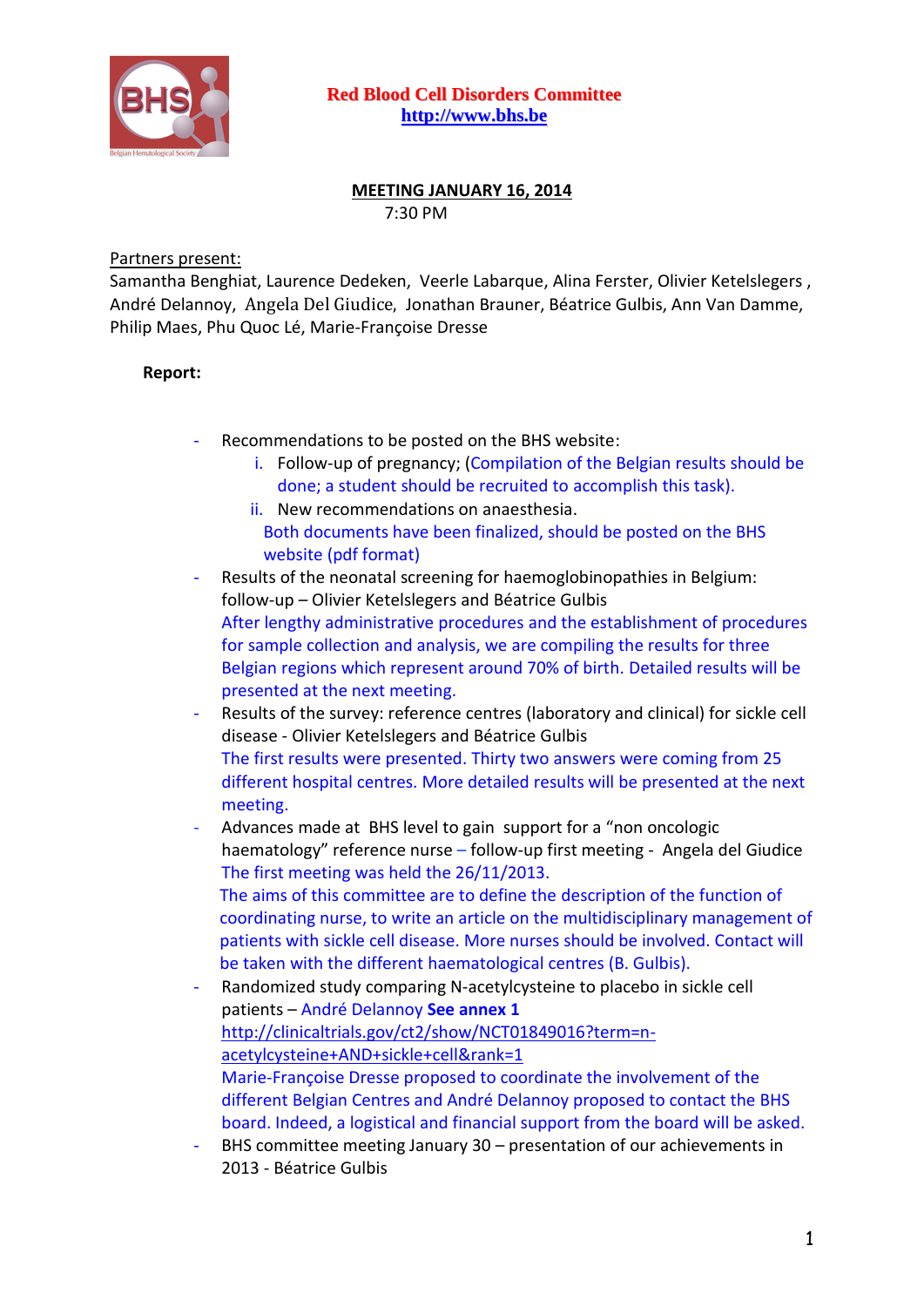**Red Blood Cell Disorders Committee**
**http://www.bhs.be**

**MEETING JANUARY 16, 2014**
7:30 PM

Partners present:
Samantha Benghiat, Laurence Dedeken, Veerle Labarque, Alina Ferster, Olivier Ketelslegers, André Delannoy, Angela Del Giudice, Jonathan Brauner, Béatrice Gulbis, Ann Van Damme, Philip Maes, Phu Quoc Lé, Marie-Françoise Dresse

**Report:**

- Recommendations to be posted on the BHS website:
  i. Follow-up of pregnancy; (Compilation of the Belgian results should be done; a student should be recruited to accomplish this task).
  ii. New recommendations on anaesthesia.
  Both documents have been finalized, should be posted on the BHS website (pdf format)
- Results of the neonatal screening for haemoglobinopathies in Belgium: follow-up – Olivier Ketelslegers and Béatrice Gulbis
  After lengthy administrative procedures and the establishment of procedures for sample collection and analysis, we are compiling the results for three Belgian regions which represent around 70% of birth. Detailed results will be presented at the next meeting.
- Results of the survey: reference centres (laboratory and clinical) for sickle cell disease - Olivier Ketelslegers and Béatrice Gulbis
  The first results were presented. Thirty two answers were coming from 25 different hospital centres. More detailed results will be presented at the next meeting.
- Advances made at BHS level to gain support for a "non oncologic haematology" reference nurse – follow-up first meeting - Angela del Giudice
  The first meeting was held the 26/11/2013.
  The aims of this committee are to define the description of the function of coordinating nurse, to write an article on the multidisciplinary management of patients with sickle cell disease. More nurses should be involved. Contact will be taken with the different haematological centres (B. Gulbis).
- Randomized study comparing N-acetylcysteine to placebo in sickle cell patients – André Delannoy **See annex 1**
  http://clinicaltrials.gov/ct2/show/NCT01849016?term=n-acetylcysteine+AND+sickle+cell&rank=1
  Marie-Françoise Dresse proposed to coordinate the involvement of the different Belgian Centres and André Delannoy proposed to contact the BHS board. Indeed, a logistical and financial support from the board will be asked.
- BHS committee meeting January 30 – presentation of our achievements in 2013 - Béatrice Gulbis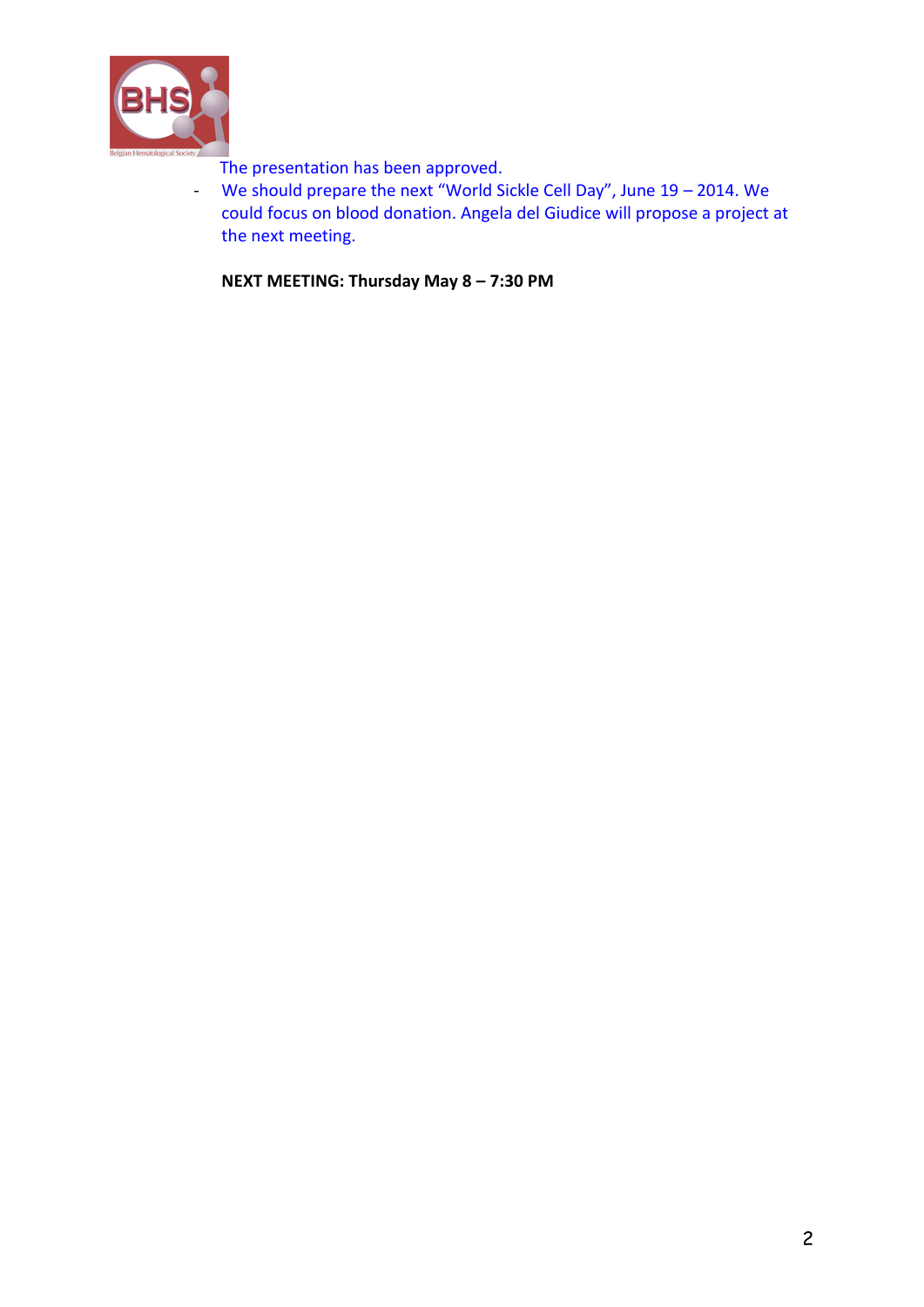The presentation has been approved.

- We should prepare the next "World Sickle Cell Day", June 19 – 2014. We could focus on blood donation. Angela del Giudice will propose a project at the next meeting.

**NEXT MEETING: Thursday May 8 – 7:30 PM**